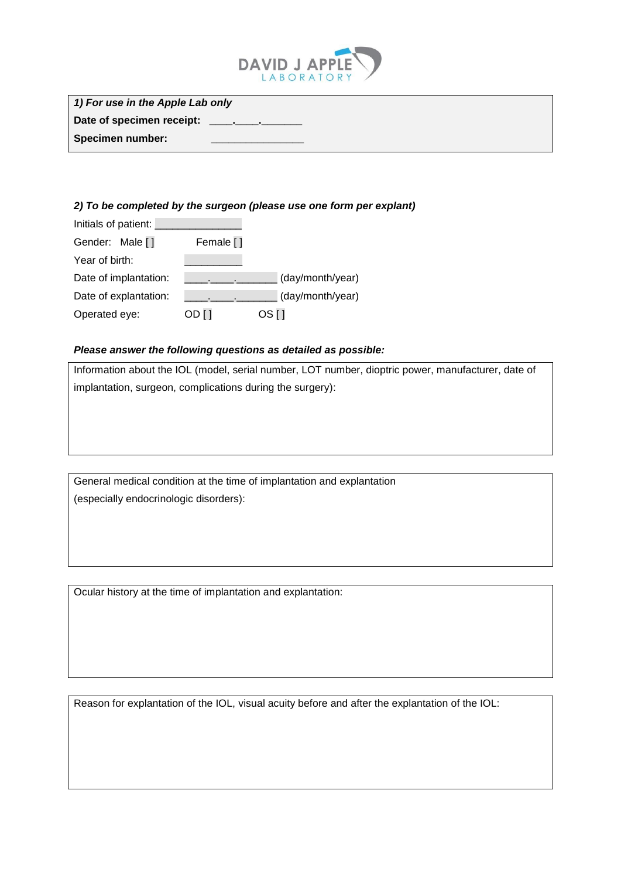DAVID J APPLE
LABORATORY

***1) For use in the Apple Lab only***

**Date of specimen receipt:** ____.____._______

**Specimen number:** ________________

***2) To be completed by the surgeon (please use one form per explant)***

Initials of patient: _______________

Gender: Male [ ] Female [ ]

Year of birth: __________

Date of implantation: ____.____._______ (day/month/year)

Date of explantation: ____.____._______ (day/month/year)

Operated eye: OD [ ] OS [ ]

***Please answer the following questions as detailed as possible:***

Information about the IOL (model, serial number, LOT number, dioptric power, manufacturer, date of implantation, surgeon, complications during the surgery):

General medical condition at the time of implantation and explantation (especially endocrinologic disorders):

Ocular history at the time of implantation and explantation:

Reason for explantation of the IOL, visual acuity before and after the explantation of the IOL: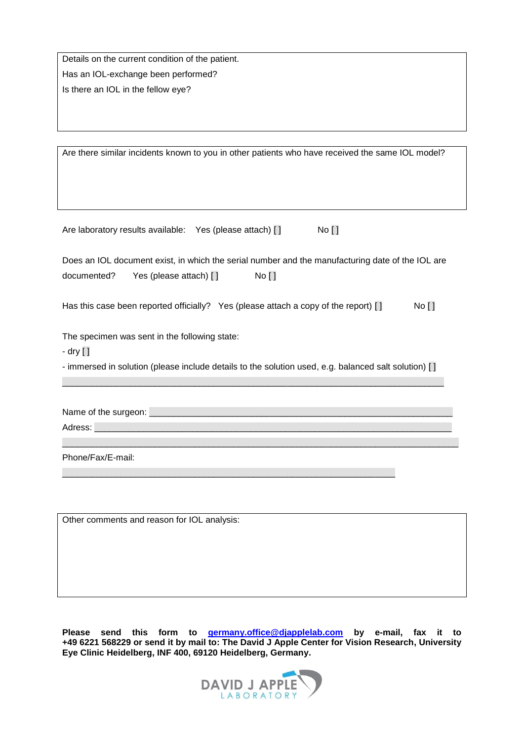Details on the current condition of the patient.

Has an IOL-exchange been performed?

Is there an IOL in the fellow eye?

Are there similar incidents known to you in other patients who have received the same IOL model?

Are laboratory results available: Yes (please attach) [ ] No [ ]

Does an IOL document exist, in which the serial number and the manufacturing date of the IOL are documented? Yes (please attach) [ ] No [ ]

Has this case been reported officially? Yes (please attach a copy of the report) [ ] No [ ]

The specimen was sent in the following state:

- dry [ ]
- immersed in solution (please include details to the solution used, e.g. balanced salt solution) [ ]

______________________________________________________________________

Name of the surgeon: ________________________________________________________

Adress: _____________________________________________________________

______________________________________________________________________

Phone/Fax/E-mail:

______________________________________________________________________

Other comments and reason for IOL analysis:

**Please send this form to germany.office@djapplelab.com by e-mail, fax it to +49 6221 568229 or send it by mail to: The David J Apple Center for Vision Research, University Eye Clinic Heidelberg, INF 400, 69120 Heidelberg, Germany.**

DAVID J APPLE LABORATORY